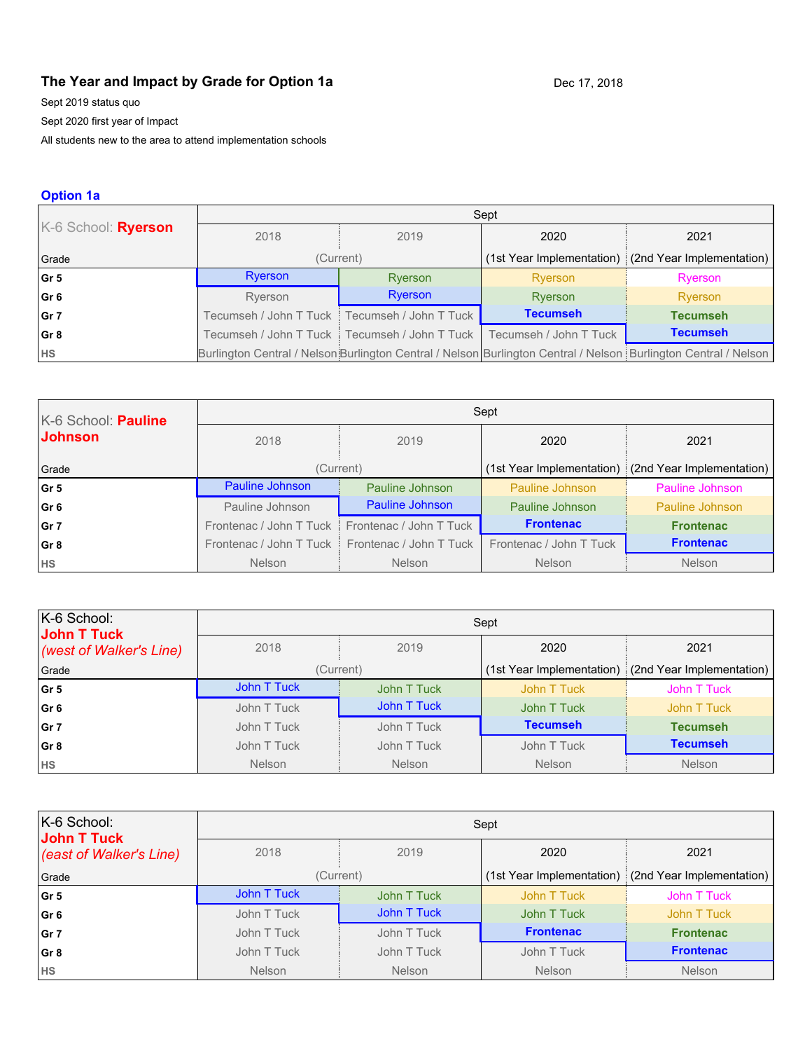## The Year and Impact by Grade for Option 1a

Dec 17, 2018

Sept 2019 status quo

Sept 2020 first year of Impact

All students new to the area to attend implementation schools

### Option 1a

| K-6 School: **Ryerson** | Sept | | | |
|---|---|---|---|---|
| | 2018 | 2019 | 2020 | 2021 |
| Grade | (Current) | | (1st Year Implementation) | (2nd Year Implementation) |
| **Gr 5** | Ryerson | Ryerson | Ryerson | Ryerson |
| **Gr 6** | Ryerson | Ryerson | Ryerson | Ryerson |
| **Gr 7** | Tecumseh / John T Tuck | Tecumseh / John T Tuck | **Tecumseh** | **Tecumseh** |
| **Gr 8** | Tecumseh / John T Tuck | Tecumseh / John T Tuck | Tecumseh / John T Tuck | **Tecumseh** |
| **HS** | Burlington Central / Nelson | Burlington Central / Nelson | Burlington Central / Nelson | Burlington Central / Nelson |

| K-6 School: **Pauline Johnson** | Sept | | | |
|---|---|---|---|---|
| | 2018 | 2019 | 2020 | 2021 |
| Grade | (Current) | | (1st Year Implementation) | (2nd Year Implementation) |
| **Gr 5** | Pauline Johnson | Pauline Johnson | Pauline Johnson | Pauline Johnson |
| **Gr 6** | Pauline Johnson | Pauline Johnson | Pauline Johnson | Pauline Johnson |
| **Gr 7** | Frontenac / John T Tuck | Frontenac / John T Tuck | **Frontenac** | **Frontenac** |
| **Gr 8** | Frontenac / John T Tuck | Frontenac / John T Tuck | Frontenac / John T Tuck | **Frontenac** |
| **HS** | Nelson | Nelson | Nelson | Nelson |

| K-6 School: **John T Tuck** *(west of Walker's Line)* | Sept | | | |
|---|---|---|---|---|
| | 2018 | 2019 | 2020 | 2021 |
| Grade | (Current) | | (1st Year Implementation) | (2nd Year Implementation) |
| **Gr 5** | John T Tuck | John T Tuck | John T Tuck | John T Tuck |
| **Gr 6** | John T Tuck | John T Tuck | John T Tuck | John T Tuck |
| **Gr 7** | John T Tuck | John T Tuck | **Tecumseh** | **Tecumseh** |
| **Gr 8** | John T Tuck | John T Tuck | John T Tuck | **Tecumseh** |
| **HS** | Nelson | Nelson | Nelson | Nelson |

| K-6 School: **John T Tuck** *(east of Walker's Line)* | Sept | | | |
|---|---|---|---|---|
| | 2018 | 2019 | 2020 | 2021 |
| Grade | (Current) | | (1st Year Implementation) | (2nd Year Implementation) |
| **Gr 5** | John T Tuck | John T Tuck | John T Tuck | John T Tuck |
| **Gr 6** | John T Tuck | John T Tuck | John T Tuck | John T Tuck |
| **Gr 7** | John T Tuck | John T Tuck | **Frontenac** | **Frontenac** |
| **Gr 8** | John T Tuck | John T Tuck | John T Tuck | **Frontenac** |
| **HS** | Nelson | Nelson | Nelson | Nelson |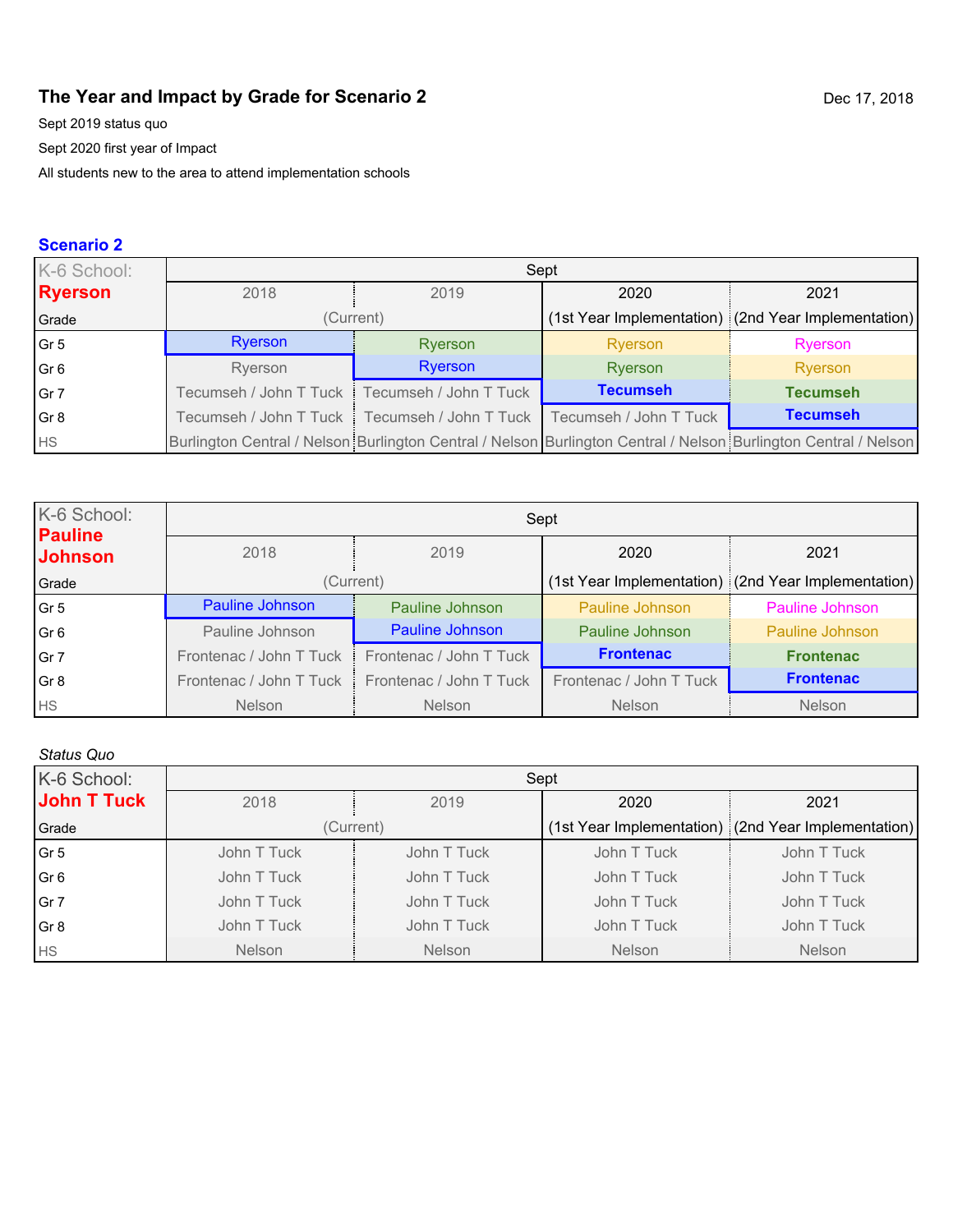## The Year and Impact by Grade for Scenario 2

Dec 17, 2018

Sept 2019 status quo

Sept 2020 first year of Impact

All students new to the area to attend implementation schools

### Scenario 2

| K-6 School: **Ryerson** | Sept | | | |
|---|---|---|---|---|
| | 2018 | 2019 | 2020 | 2021 |
| Grade | (Current) | | (1st Year Implementation) | (2nd Year Implementation) |
| Gr 5 | Ryerson | Ryerson | Ryerson | Ryerson |
| Gr 6 | Ryerson | Ryerson | Ryerson | Ryerson |
| Gr 7 | Tecumseh / John T Tuck | Tecumseh / John T Tuck | **Tecumseh** | **Tecumseh** |
| Gr 8 | Tecumseh / John T Tuck | Tecumseh / John T Tuck | Tecumseh / John T Tuck | **Tecumseh** |
| HS | Burlington Central / Nelson | Burlington Central / Nelson | Burlington Central / Nelson | Burlington Central / Nelson |

| K-6 School: **Pauline Johnson** | Sept | | | |
|---|---|---|---|---|
| | 2018 | 2019 | 2020 | 2021 |
| Grade | (Current) | | (1st Year Implementation) | (2nd Year Implementation) |
| Gr 5 | Pauline Johnson | Pauline Johnson | Pauline Johnson | Pauline Johnson |
| Gr 6 | Pauline Johnson | Pauline Johnson | Pauline Johnson | Pauline Johnson |
| Gr 7 | Frontenac / John T Tuck | Frontenac / John T Tuck | **Frontenac** | **Frontenac** |
| Gr 8 | Frontenac / John T Tuck | Frontenac / John T Tuck | Frontenac / John T Tuck | **Frontenac** |
| HS | Nelson | Nelson | Nelson | Nelson |

*Status Quo*

| K-6 School: **John T Tuck** | Sept | | | |
|---|---|---|---|---|
| | 2018 | 2019 | 2020 | 2021 |
| Grade | (Current) | | (1st Year Implementation) | (2nd Year Implementation) |
| Gr 5 | John T Tuck | John T Tuck | John T Tuck | John T Tuck |
| Gr 6 | John T Tuck | John T Tuck | John T Tuck | John T Tuck |
| Gr 7 | John T Tuck | John T Tuck | John T Tuck | John T Tuck |
| Gr 8 | John T Tuck | John T Tuck | John T Tuck | John T Tuck |
| HS | Nelson | Nelson | Nelson | Nelson |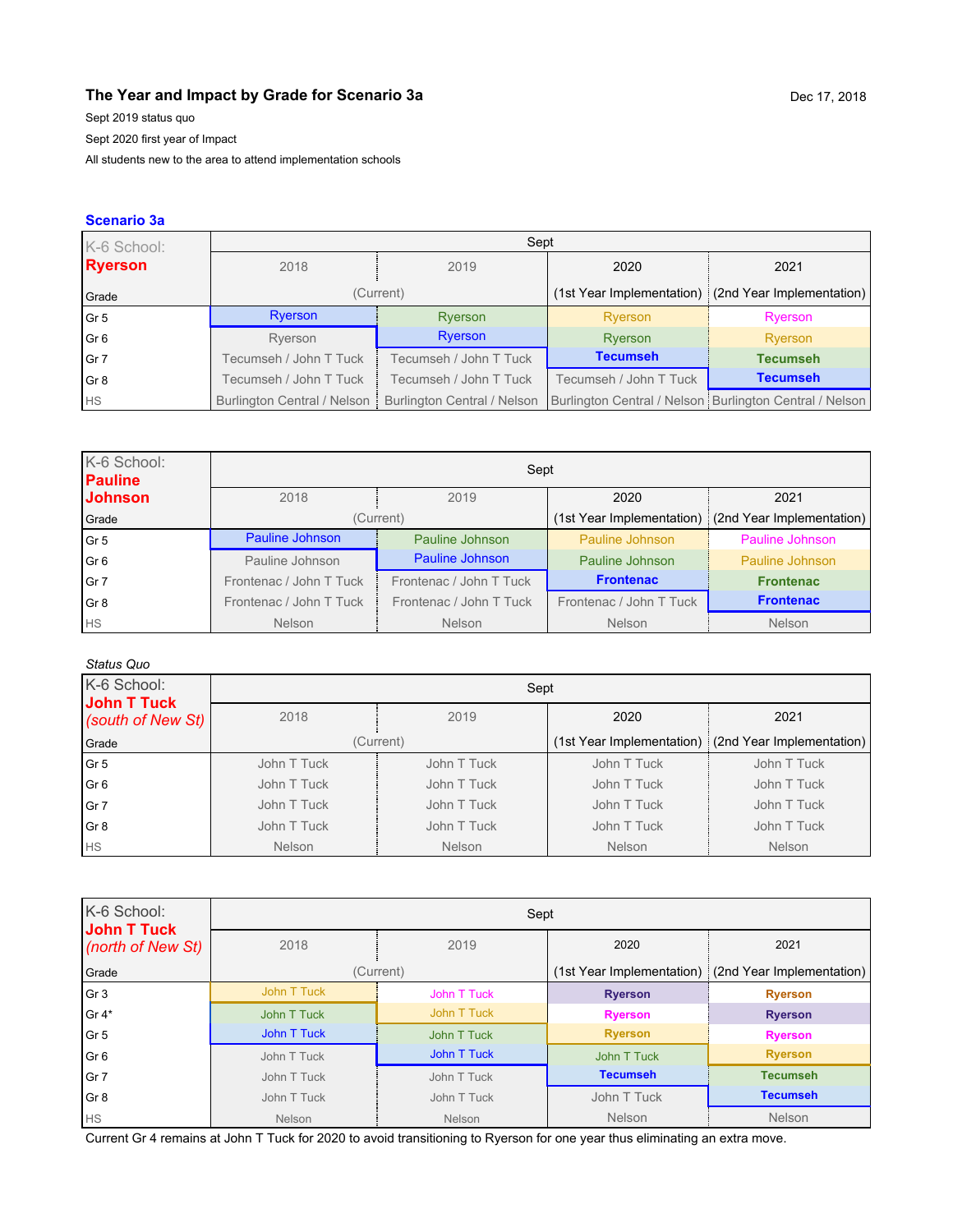## The Year and Impact by Grade for Scenario 3a

Dec 17, 2018

Sept 2019 status quo

Sept 2020 first year of Impact

All students new to the area to attend implementation schools

### Scenario 3a

| K-6 School: **Ryerson** | Sept | | | |
|---|---|---|---|---|
| Grade | 2018 (Current) | 2019 (Current) | 2020 (1st Year Implementation) | 2021 (2nd Year Implementation) |
| Gr 5 | Ryerson | Ryerson | Ryerson | Ryerson |
| Gr 6 | Ryerson | Ryerson | Ryerson | Ryerson |
| Gr 7 | Tecumseh / John T Tuck | Tecumseh / John T Tuck | **Tecumseh** | **Tecumseh** |
| Gr 8 | Tecumseh / John T Tuck | Tecumseh / John T Tuck | Tecumseh / John T Tuck | **Tecumseh** |
| HS | Burlington Central / Nelson | Burlington Central / Nelson | Burlington Central / Nelson | Burlington Central / Nelson |

| K-6 School: **Pauline Johnson** | Sept | | | |
|---|---|---|---|---|
| Grade | 2018 (Current) | 2019 (Current) | 2020 (1st Year Implementation) | 2021 (2nd Year Implementation) |
| Gr 5 | Pauline Johnson | Pauline Johnson | Pauline Johnson | Pauline Johnson |
| Gr 6 | Pauline Johnson | Pauline Johnson | Pauline Johnson | Pauline Johnson |
| Gr 7 | Frontenac / John T Tuck | Frontenac / John T Tuck | **Frontenac** | **Frontenac** |
| Gr 8 | Frontenac / John T Tuck | Frontenac / John T Tuck | Frontenac / John T Tuck | **Frontenac** |
| HS | Nelson | Nelson | Nelson | Nelson |

*Status Quo*

| K-6 School: **John T Tuck** *(south of New St)* | Sept | | | |
|---|---|---|---|---|
| Grade | 2018 (Current) | 2019 (Current) | 2020 (1st Year Implementation) | 2021 (2nd Year Implementation) |
| Gr 5 | John T Tuck | John T Tuck | John T Tuck | John T Tuck |
| Gr 6 | John T Tuck | John T Tuck | John T Tuck | John T Tuck |
| Gr 7 | John T Tuck | John T Tuck | John T Tuck | John T Tuck |
| Gr 8 | John T Tuck | John T Tuck | John T Tuck | John T Tuck |
| HS | Nelson | Nelson | Nelson | Nelson |

| K-6 School: **John T Tuck** *(north of New St)* | Sept | | | |
|---|---|---|---|---|
| Grade | 2018 (Current) | 2019 (Current) | 2020 (1st Year Implementation) | 2021 (2nd Year Implementation) |
| Gr 3 | John T Tuck | John T Tuck | **Ryerson** | **Ryerson** |
| Gr 4* | John T Tuck | John T Tuck | **Ryerson** | **Ryerson** |
| Gr 5 | John T Tuck | John T Tuck | **Ryerson** | **Ryerson** |
| Gr 6 | John T Tuck | John T Tuck | John T Tuck | **Ryerson** |
| Gr 7 | John T Tuck | John T Tuck | **Tecumseh** | **Tecumseh** |
| Gr 8 | John T Tuck | John T Tuck | John T Tuck | **Tecumseh** |
| HS | Nelson | Nelson | Nelson | Nelson |

Current Gr 4 remains at John T Tuck for 2020 to avoid transitioning to Ryerson for one year thus eliminating an extra move.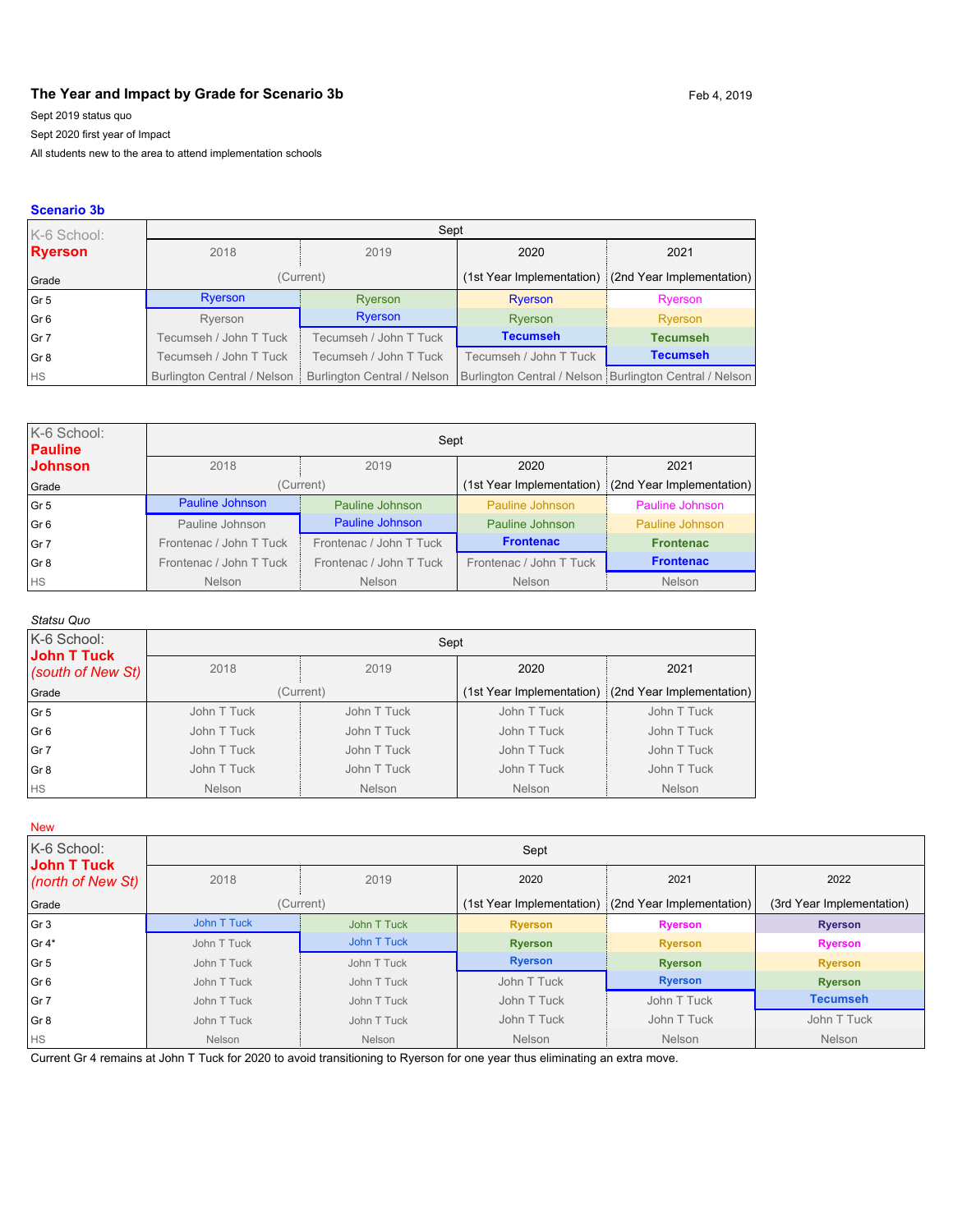## The Year and Impact by Grade for Scenario 3b

Feb 4, 2019

Sept 2019 status quo

Sept 2020 first year of Impact

All students new to the area to attend implementation schools

### Scenario 3b

| K-6 School: **Ryerson** | Sept | | | |
|---|---|---|---|---|
| | 2018 | 2019 | 2020 | 2021 |
| Grade | (Current) | | (1st Year Implementation) | (2nd Year Implementation) |
| Gr 5 | Ryerson | Ryerson | Ryerson | Ryerson |
| Gr 6 | Ryerson | Ryerson | Ryerson | Ryerson |
| Gr 7 | Tecumseh / John T Tuck | Tecumseh / John T Tuck | **Tecumseh** | **Tecumseh** |
| Gr 8 | Tecumseh / John T Tuck | Tecumseh / John T Tuck | Tecumseh / John T Tuck | **Tecumseh** |
| HS | Burlington Central / Nelson | Burlington Central / Nelson | Burlington Central / Nelson | Burlington Central / Nelson |

| K-6 School: **Pauline Johnson** | Sept | | | |
|---|---|---|---|---|
| | 2018 | 2019 | 2020 | 2021 |
| Grade | (Current) | | (1st Year Implementation) | (2nd Year Implementation) |
| Gr 5 | Pauline Johnson | Pauline Johnson | Pauline Johnson | Pauline Johnson |
| Gr 6 | Pauline Johnson | Pauline Johnson | Pauline Johnson | Pauline Johnson |
| Gr 7 | Frontenac / John T Tuck | Frontenac / John T Tuck | **Frontenac** | **Frontenac** |
| Gr 8 | Frontenac / John T Tuck | Frontenac / John T Tuck | Frontenac / John T Tuck | **Frontenac** |
| HS | Nelson | Nelson | Nelson | Nelson |

*Statsu Quo*

| K-6 School: **John T Tuck** *(south of New St)* | Sept | | | |
|---|---|---|---|---|
| | 2018 | 2019 | 2020 | 2021 |
| Grade | (Current) | | (1st Year Implementation) | (2nd Year Implementation) |
| Gr 5 | John T Tuck | John T Tuck | John T Tuck | John T Tuck |
| Gr 6 | John T Tuck | John T Tuck | John T Tuck | John T Tuck |
| Gr 7 | John T Tuck | John T Tuck | John T Tuck | John T Tuck |
| Gr 8 | John T Tuck | John T Tuck | John T Tuck | John T Tuck |
| HS | Nelson | Nelson | Nelson | Nelson |

New

| K-6 School: **John T Tuck** *(north of New St)* | Sept | | | | |
|---|---|---|---|---|---|
| | 2018 | 2019 | 2020 | 2021 | 2022 |
| Grade | (Current) | | (1st Year Implementation) | (2nd Year Implementation) | (3rd Year Implementation) |
| Gr 3 | John T Tuck | John T Tuck | **Ryerson** | **Ryerson** | **Ryerson** |
| Gr 4* | John T Tuck | John T Tuck | **Ryerson** | **Ryerson** | **Ryerson** |
| Gr 5 | John T Tuck | John T Tuck | **Ryerson** | **Ryerson** | **Ryerson** |
| Gr 6 | John T Tuck | John T Tuck | John T Tuck | **Ryerson** | **Ryerson** |
| Gr 7 | John T Tuck | John T Tuck | John T Tuck | John T Tuck | **Tecumseh** |
| Gr 8 | John T Tuck | John T Tuck | John T Tuck | John T Tuck | John T Tuck |
| HS | Nelson | Nelson | Nelson | Nelson | Nelson |

Current Gr 4 remains at John T Tuck for 2020 to avoid transitioning to Ryerson for one year thus eliminating an extra move.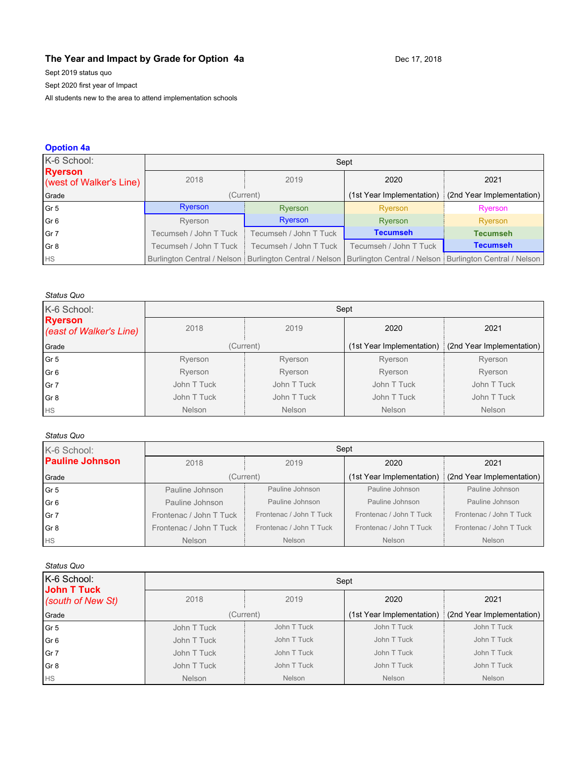## The Year and Impact by Grade for Option 4a

Dec 17, 2018

Sept 2019 status quo

Sept 2020 first year of Impact

All students new to the area to attend implementation schools

### Opotion 4a

| K-6 School: **Ryerson** (west of Walker's Line) | Sept | | | |
|---|---|---|---|---|
| | 2018 | 2019 | 2020 | 2021 |
| Grade | (Current) | | (1st Year Implementation) | (2nd Year Implementation) |
| Gr 5 | Ryerson | Ryerson | Ryerson | Ryerson |
| Gr 6 | Ryerson | Ryerson | Ryerson | Ryerson |
| Gr 7 | Tecumseh / John T Tuck | Tecumseh / John T Tuck | **Tecumseh** | **Tecumseh** |
| Gr 8 | Tecumseh / John T Tuck | Tecumseh / John T Tuck | Tecumseh / John T Tuck | **Tecumseh** |
| HS | Burlington Central / Nelson | Burlington Central / Nelson | Burlington Central / Nelson | Burlington Central / Nelson |

*Status Quo*

| K-6 School: **Ryerson** *(east of Walker's Line)* | Sept | | | |
|---|---|---|---|---|
| | 2018 | 2019 | 2020 | 2021 |
| Grade | (Current) | | (1st Year Implementation) | (2nd Year Implementation) |
| Gr 5 | Ryerson | Ryerson | Ryerson | Ryerson |
| Gr 6 | Ryerson | Ryerson | Ryerson | Ryerson |
| Gr 7 | John T Tuck | John T Tuck | John T Tuck | John T Tuck |
| Gr 8 | John T Tuck | John T Tuck | John T Tuck | John T Tuck |
| HS | Nelson | Nelson | Nelson | Nelson |

*Status Quo*

| K-6 School: **Pauline Johnson** | Sept | | | |
|---|---|---|---|---|
| | 2018 | 2019 | 2020 | 2021 |
| Grade | (Current) | | (1st Year Implementation) | (2nd Year Implementation) |
| Gr 5 | Pauline Johnson | Pauline Johnson | Pauline Johnson | Pauline Johnson |
| Gr 6 | Pauline Johnson | Pauline Johnson | Pauline Johnson | Pauline Johnson |
| Gr 7 | Frontenac / John T Tuck | Frontenac / John T Tuck | Frontenac / John T Tuck | Frontenac / John T Tuck |
| Gr 8 | Frontenac / John T Tuck | Frontenac / John T Tuck | Frontenac / John T Tuck | Frontenac / John T Tuck |
| HS | Nelson | Nelson | Nelson | Nelson |

*Status Quo*

| K-6 School: **John T Tuck** *(south of New St)* | Sept | | | |
|---|---|---|---|---|
| | 2018 | 2019 | 2020 | 2021 |
| Grade | (Current) | | (1st Year Implementation) | (2nd Year Implementation) |
| Gr 5 | John T Tuck | John T Tuck | John T Tuck | John T Tuck |
| Gr 6 | John T Tuck | John T Tuck | John T Tuck | John T Tuck |
| Gr 7 | John T Tuck | John T Tuck | John T Tuck | John T Tuck |
| Gr 8 | John T Tuck | John T Tuck | John T Tuck | John T Tuck |
| HS | Nelson | Nelson | Nelson | Nelson |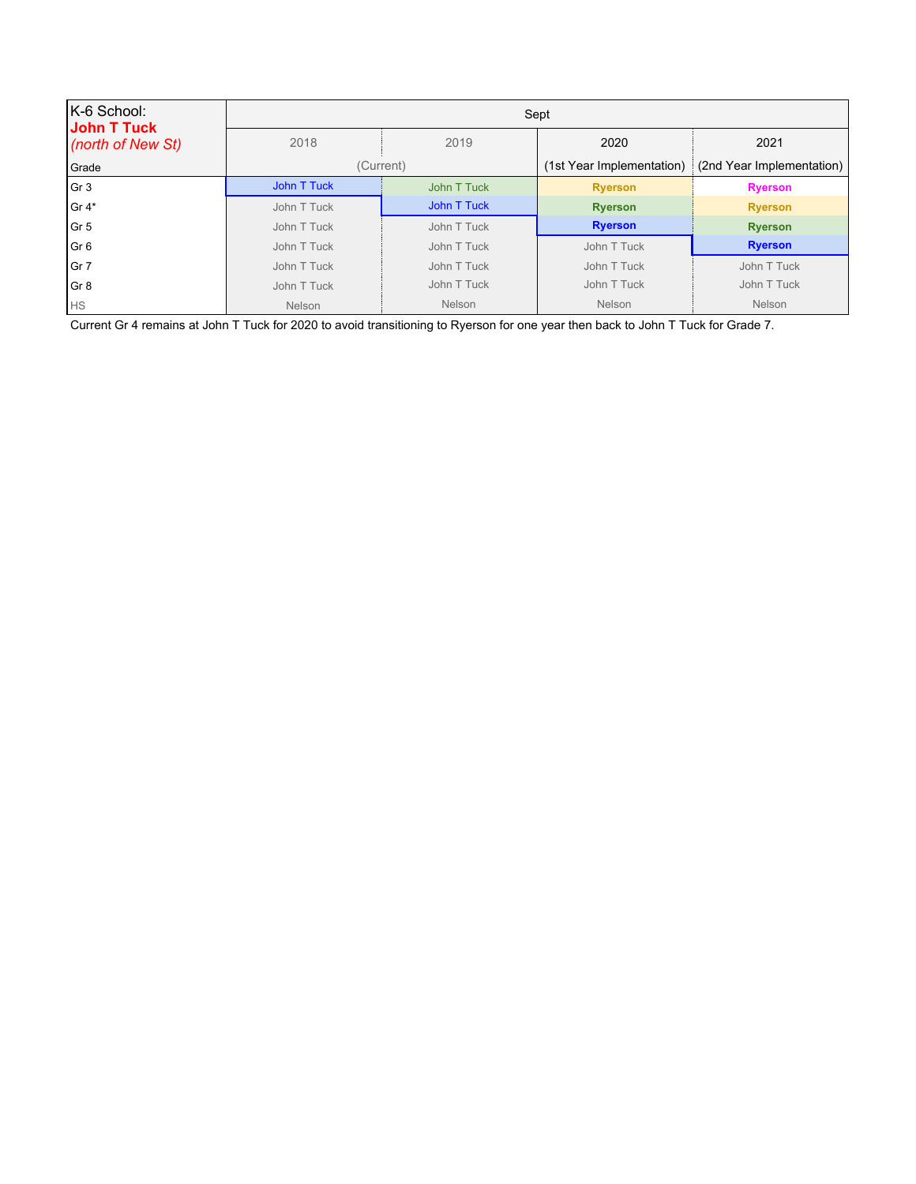| K-6 School: **John T Tuck** *(north of New St)* | Sept | | | |
|---|---|---|---|---|
| | 2018 | 2019 | 2020 | 2021 |
| Grade | (Current) | | (1st Year Implementation) | (2nd Year Implementation) |
| Gr 3 | John T Tuck | John T Tuck | **Ryerson** | **Ryerson** |
| Gr 4* | John T Tuck | John T Tuck | **Ryerson** | **Ryerson** |
| Gr 5 | John T Tuck | John T Tuck | **Ryerson** | **Ryerson** |
| Gr 6 | John T Tuck | John T Tuck | John T Tuck | **Ryerson** |
| Gr 7 | John T Tuck | John T Tuck | John T Tuck | John T Tuck |
| Gr 8 | John T Tuck | John T Tuck | John T Tuck | John T Tuck |
| HS | Nelson | Nelson | Nelson | Nelson |

Current Gr 4 remains at John T Tuck for 2020 to avoid transitioning to Ryerson for one year then back to John T Tuck for Grade 7.